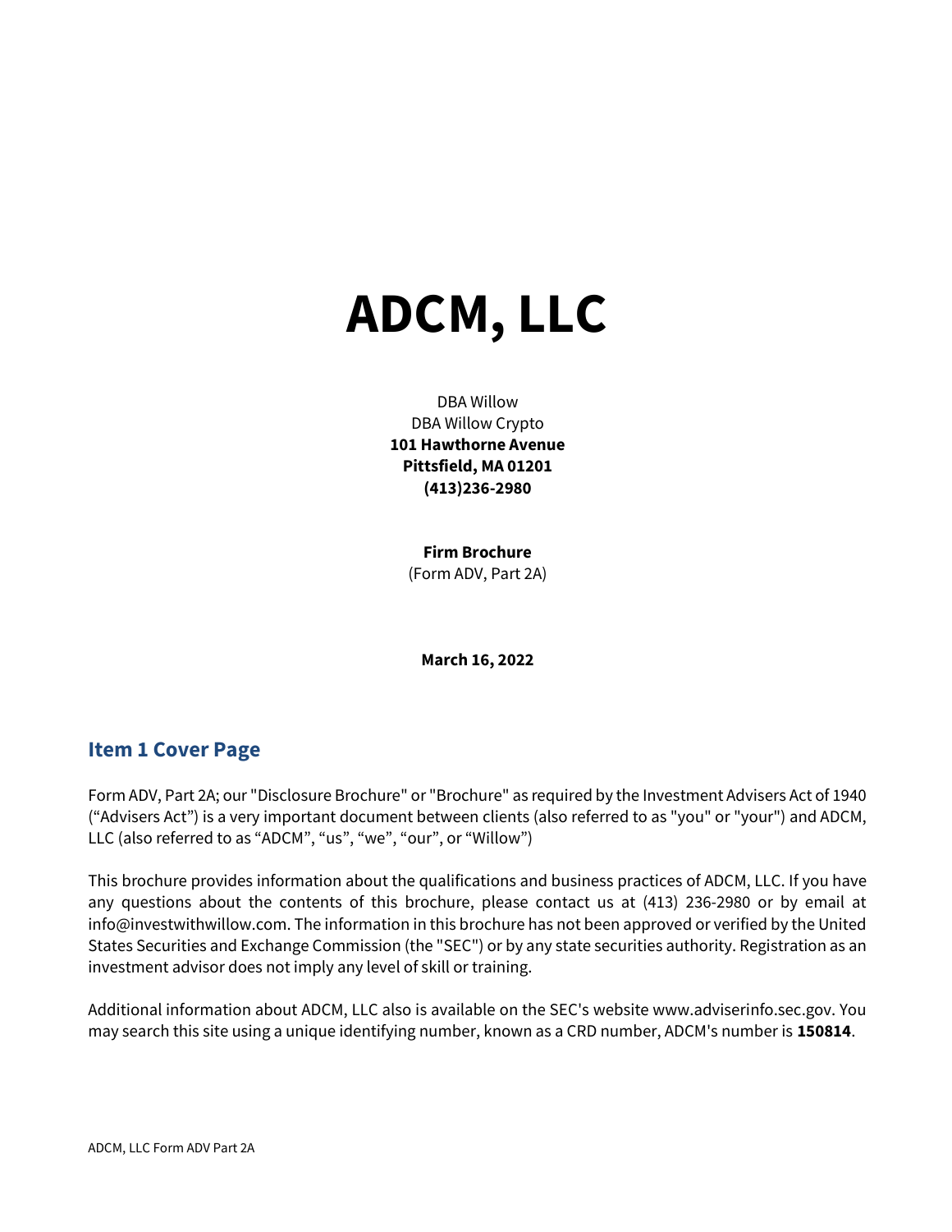# ADCM, LLC

DBA Willow
DBA Willow Crypto
**101 Hawthorne Avenue**
**Pittsfield, MA 01201**
**(413)236-2980**

**Firm Brochure**
(Form ADV, Part 2A)

**March 16, 2022**

## Item 1 Cover Page

Form ADV, Part 2A; our "Disclosure Brochure" or "Brochure" as required by the Investment Advisers Act of 1940 ("Advisers Act") is a very important document between clients (also referred to as "you" or "your") and ADCM, LLC (also referred to as "ADCM", "us", "we", "our", or "Willow")

This brochure provides information about the qualifications and business practices of ADCM, LLC. If you have any questions about the contents of this brochure, please contact us at (413) 236-2980 or by email at info@investwithwillow.com. The information in this brochure has not been approved or verified by the United States Securities and Exchange Commission (the "SEC") or by any state securities authority. Registration as an investment advisor does not imply any level of skill or training.

Additional information about ADCM, LLC also is available on the SEC's website www.adviserinfo.sec.gov. You may search this site using a unique identifying number, known as a CRD number, ADCM's number is **150814**.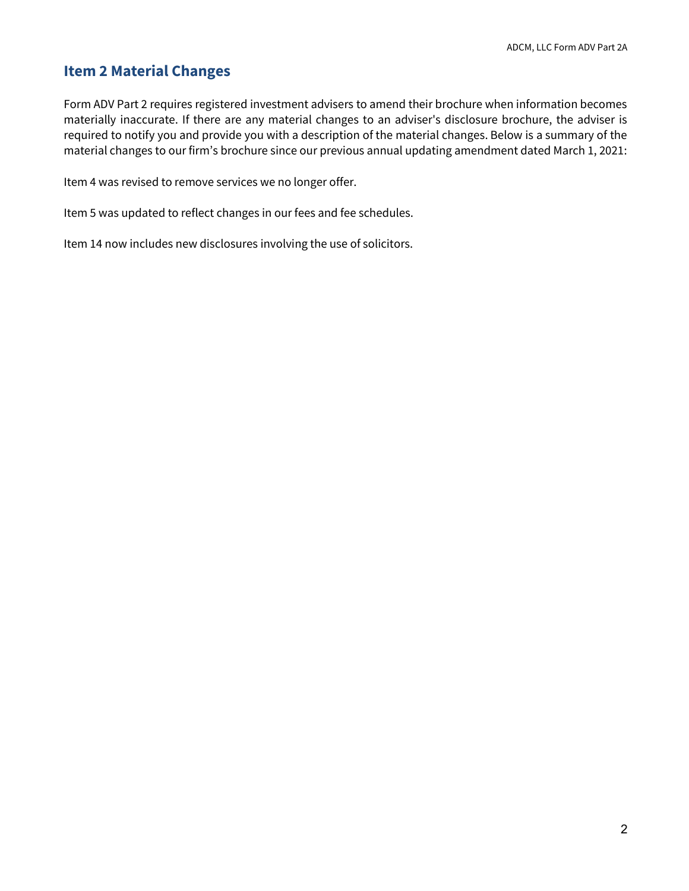## Item 2 Material Changes

Form ADV Part 2 requires registered investment advisers to amend their brochure when information becomes materially inaccurate. If there are any material changes to an adviser's disclosure brochure, the adviser is required to notify you and provide you with a description of the material changes. Below is a summary of the material changes to our firm's brochure since our previous annual updating amendment dated March 1, 2021:

Item 4 was revised to remove services we no longer offer.

Item 5 was updated to reflect changes in our fees and fee schedules.

Item 14 now includes new disclosures involving the use of solicitors.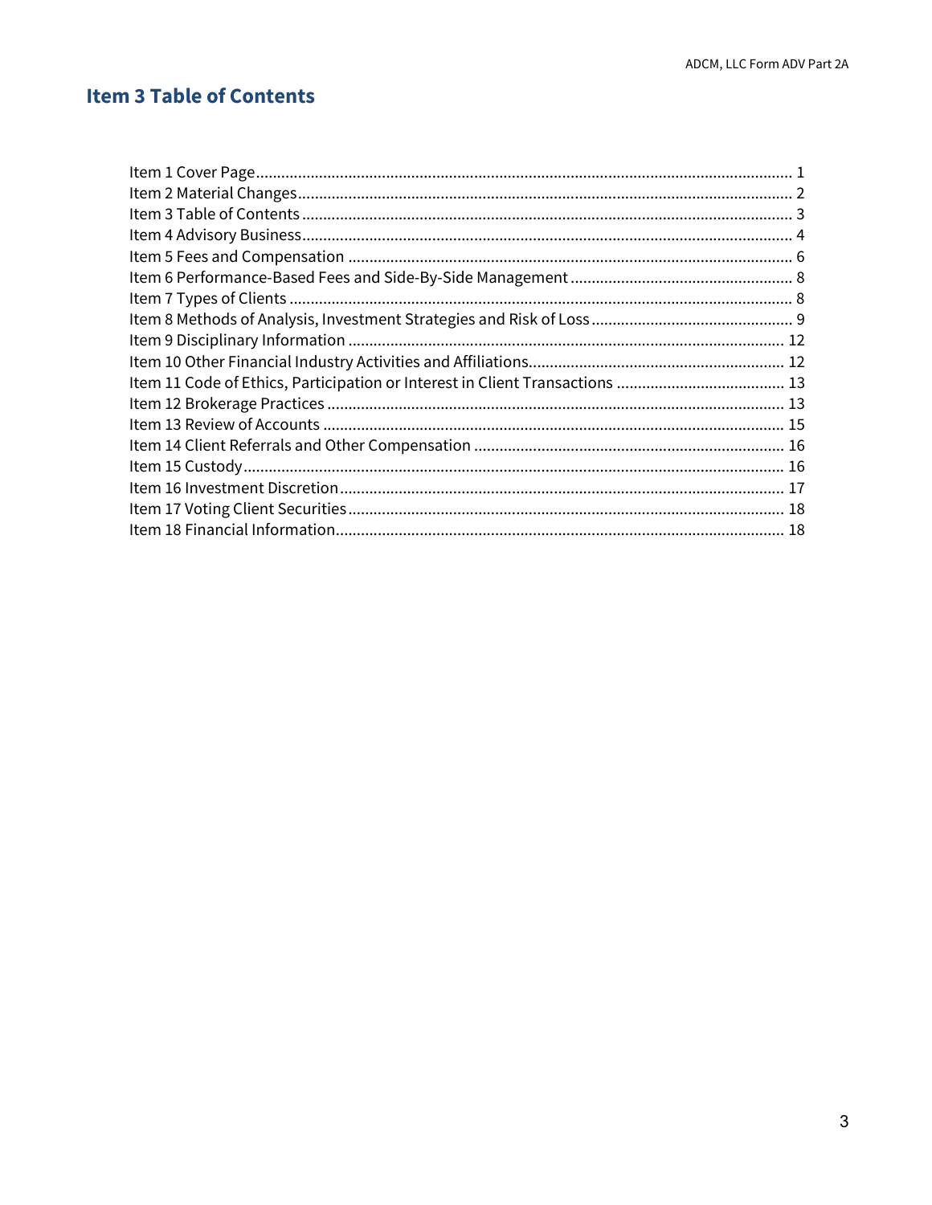# Item 3 Table of Contents

Item 1 Cover Page ............................................................................................................................. 1
Item 2 Material Changes ..................................................................................................................... 2
Item 3 Table of Contents ..................................................................................................................... 3
Item 4 Advisory Business ..................................................................................................................... 4
Item 5 Fees and Compensation ......................................................................................................... 6
Item 6 Performance-Based Fees and Side-By-Side Management ..................................................... 8
Item 7 Types of Clients ........................................................................................................................ 8
Item 8 Methods of Analysis, Investment Strategies and Risk of Loss ................................................ 9
Item 9 Disciplinary Information ....................................................................................................... 12
Item 10 Other Financial Industry Activities and Affiliations ............................................................ 12
Item 11 Code of Ethics, Participation or Interest in Client Transactions ......................................... 13
Item 12 Brokerage Practices ............................................................................................................ 13
Item 13 Review of Accounts ............................................................................................................. 15
Item 14 Client Referrals and Other Compensation .......................................................................... 16
Item 15 Custody ................................................................................................................................ 16
Item 16 Investment Discretion ......................................................................................................... 17
Item 17 Voting Client Securities ....................................................................................................... 18
Item 18 Financial Information .......................................................................................................... 18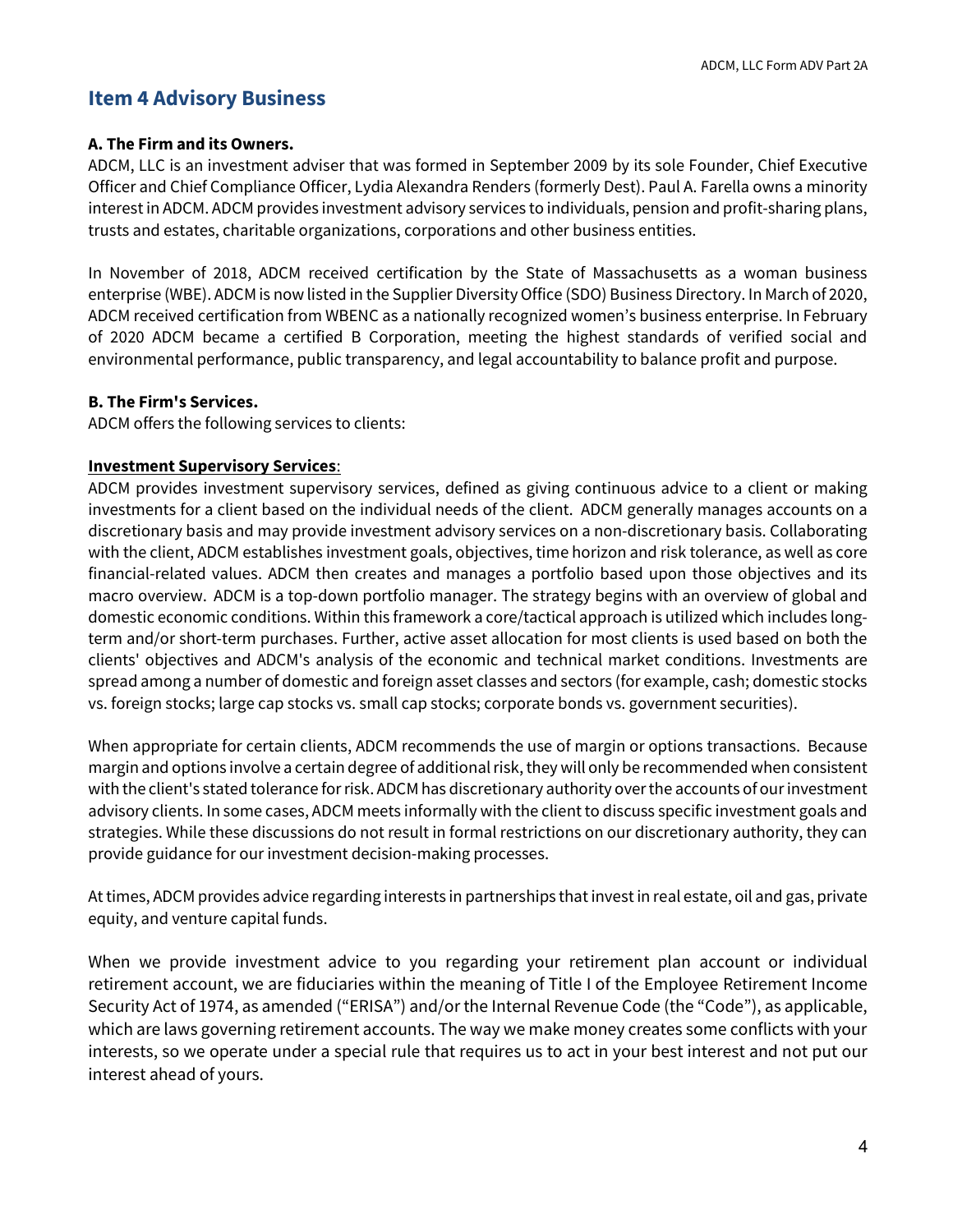## Item 4 Advisory Business

**A. The Firm and its Owners.**
ADCM, LLC is an investment adviser that was formed in September 2009 by its sole Founder, Chief Executive Officer and Chief Compliance Officer, Lydia Alexandra Renders (formerly Dest). Paul A. Farella owns a minority interest in ADCM. ADCM provides investment advisory services to individuals, pension and profit-sharing plans, trusts and estates, charitable organizations, corporations and other business entities.

In November of 2018, ADCM received certification by the State of Massachusetts as a woman business enterprise (WBE). ADCM is now listed in the Supplier Diversity Office (SDO) Business Directory. In March of 2020, ADCM received certification from WBENC as a nationally recognized women's business enterprise. In February of 2020 ADCM became a certified B Corporation, meeting the highest standards of verified social and environmental performance, public transparency, and legal accountability to balance profit and purpose.

**B. The Firm's Services.**
ADCM offers the following services to clients:

**Investment Supervisory Services**:
ADCM provides investment supervisory services, defined as giving continuous advice to a client or making investments for a client based on the individual needs of the client. ADCM generally manages accounts on a discretionary basis and may provide investment advisory services on a non-discretionary basis. Collaborating with the client, ADCM establishes investment goals, objectives, time horizon and risk tolerance, as well as core financial-related values. ADCM then creates and manages a portfolio based upon those objectives and its macro overview. ADCM is a top-down portfolio manager. The strategy begins with an overview of global and domestic economic conditions. Within this framework a core/tactical approach is utilized which includes long-term and/or short-term purchases. Further, active asset allocation for most clients is used based on both the clients' objectives and ADCM's analysis of the economic and technical market conditions. Investments are spread among a number of domestic and foreign asset classes and sectors (for example, cash; domestic stocks vs. foreign stocks; large cap stocks vs. small cap stocks; corporate bonds vs. government securities).

When appropriate for certain clients, ADCM recommends the use of margin or options transactions. Because margin and options involve a certain degree of additional risk, they will only be recommended when consistent with the client's stated tolerance for risk. ADCM has discretionary authority over the accounts of our investment advisory clients. In some cases, ADCM meets informally with the client to discuss specific investment goals and strategies. While these discussions do not result in formal restrictions on our discretionary authority, they can provide guidance for our investment decision-making processes.

At times, ADCM provides advice regarding interests in partnerships that invest in real estate, oil and gas, private equity, and venture capital funds.

When we provide investment advice to you regarding your retirement plan account or individual retirement account, we are fiduciaries within the meaning of Title I of the Employee Retirement Income Security Act of 1974, as amended ("ERISA") and/or the Internal Revenue Code (the "Code"), as applicable, which are laws governing retirement accounts. The way we make money creates some conflicts with your interests, so we operate under a special rule that requires us to act in your best interest and not put our interest ahead of yours.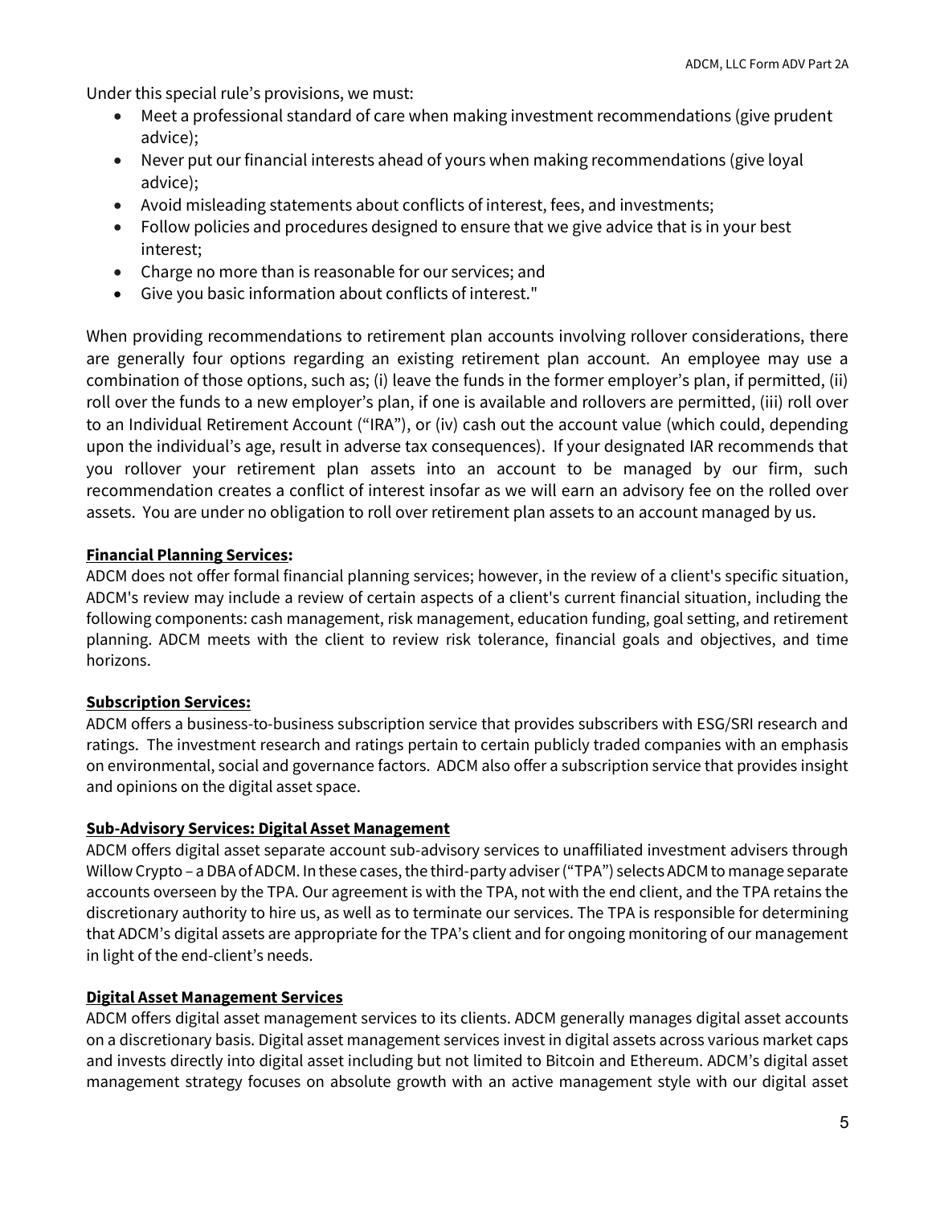Under this special rule's provisions, we must:

- Meet a professional standard of care when making investment recommendations (give prudent advice);
- Never put our financial interests ahead of yours when making recommendations (give loyal advice);
- Avoid misleading statements about conflicts of interest, fees, and investments;
- Follow policies and procedures designed to ensure that we give advice that is in your best interest;
- Charge no more than is reasonable for our services; and
- Give you basic information about conflicts of interest."

When providing recommendations to retirement plan accounts involving rollover considerations, there are generally four options regarding an existing retirement plan account. An employee may use a combination of those options, such as; (i) leave the funds in the former employer's plan, if permitted, (ii) roll over the funds to a new employer's plan, if one is available and rollovers are permitted, (iii) roll over to an Individual Retirement Account ("IRA"), or (iv) cash out the account value (which could, depending upon the individual's age, result in adverse tax consequences). If your designated IAR recommends that you rollover your retirement plan assets into an account to be managed by our firm, such recommendation creates a conflict of interest insofar as we will earn an advisory fee on the rolled over assets. You are under no obligation to roll over retirement plan assets to an account managed by us.

**Financial Planning Services:**

ADCM does not offer formal financial planning services; however, in the review of a client's specific situation, ADCM's review may include a review of certain aspects of a client's current financial situation, including the following components: cash management, risk management, education funding, goal setting, and retirement planning. ADCM meets with the client to review risk tolerance, financial goals and objectives, and time horizons.

**Subscription Services:**

ADCM offers a business-to-business subscription service that provides subscribers with ESG/SRI research and ratings. The investment research and ratings pertain to certain publicly traded companies with an emphasis on environmental, social and governance factors. ADCM also offer a subscription service that provides insight and opinions on the digital asset space.

**Sub-Advisory Services: Digital Asset Management**

ADCM offers digital asset separate account sub-advisory services to unaffiliated investment advisers through Willow Crypto – a DBA of ADCM. In these cases, the third-party adviser ("TPA") selects ADCM to manage separate accounts overseen by the TPA. Our agreement is with the TPA, not with the end client, and the TPA retains the discretionary authority to hire us, as well as to terminate our services. The TPA is responsible for determining that ADCM's digital assets are appropriate for the TPA's client and for ongoing monitoring of our management in light of the end-client's needs.

**Digital Asset Management Services**

ADCM offers digital asset management services to its clients. ADCM generally manages digital asset accounts on a discretionary basis. Digital asset management services invest in digital assets across various market caps and invests directly into digital asset including but not limited to Bitcoin and Ethereum. ADCM's digital asset management strategy focuses on absolute growth with an active management style with our digital asset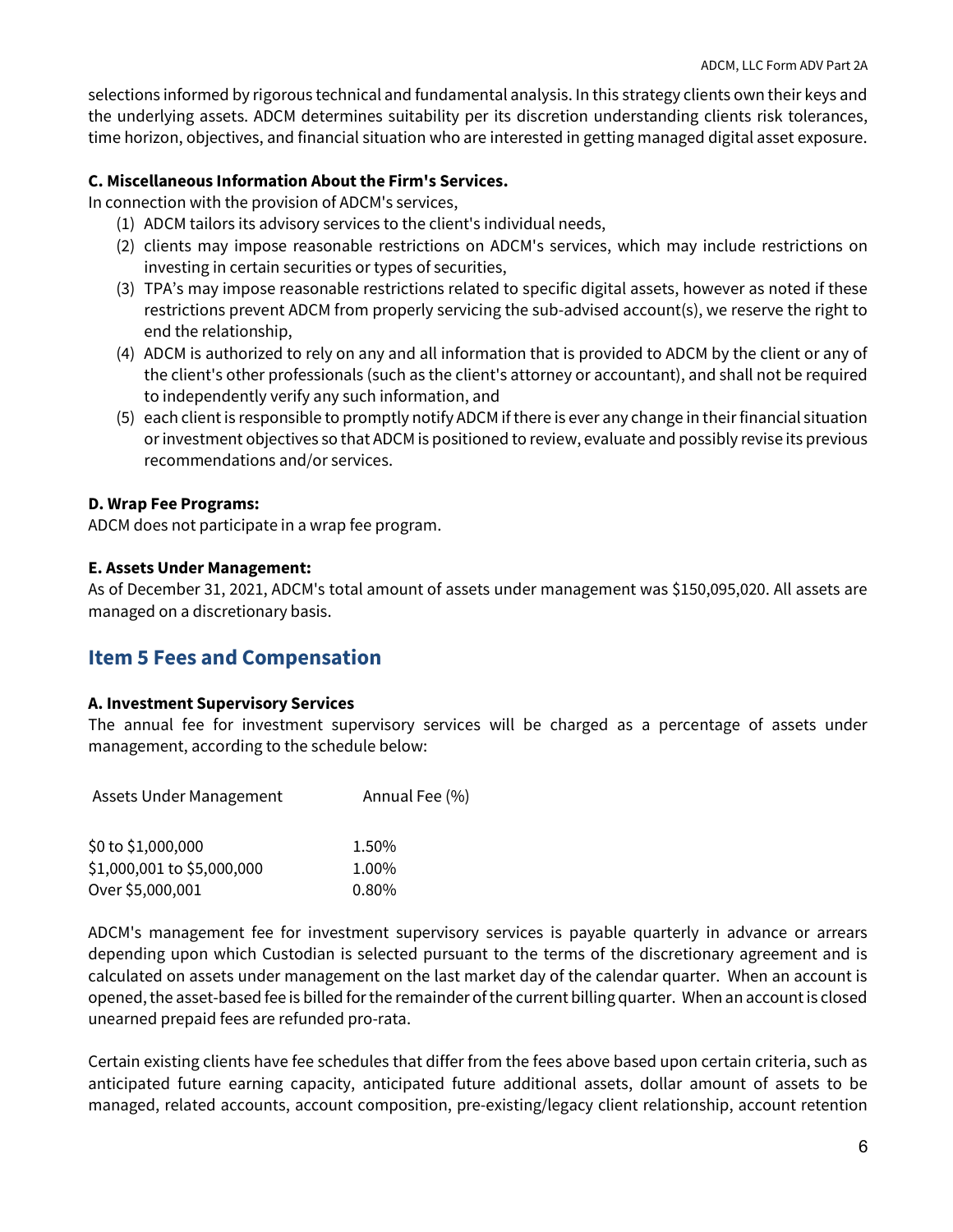selections informed by rigorous technical and fundamental analysis. In this strategy clients own their keys and the underlying assets. ADCM determines suitability per its discretion understanding clients risk tolerances, time horizon, objectives, and financial situation who are interested in getting managed digital asset exposure.

**C. Miscellaneous Information About the Firm's Services.**

In connection with the provision of ADCM's services,

(1) ADCM tailors its advisory services to the client's individual needs,

(2) clients may impose reasonable restrictions on ADCM's services, which may include restrictions on investing in certain securities or types of securities,

(3) TPA's may impose reasonable restrictions related to specific digital assets, however as noted if these restrictions prevent ADCM from properly servicing the sub-advised account(s), we reserve the right to end the relationship,

(4) ADCM is authorized to rely on any and all information that is provided to ADCM by the client or any of the client's other professionals (such as the client's attorney or accountant), and shall not be required to independently verify any such information, and

(5) each client is responsible to promptly notify ADCM if there is ever any change in their financial situation or investment objectives so that ADCM is positioned to review, evaluate and possibly revise its previous recommendations and/or services.

**D. Wrap Fee Programs:**

ADCM does not participate in a wrap fee program.

**E. Assets Under Management:**

As of December 31, 2021, ADCM's total amount of assets under management was $150,095,020. All assets are managed on a discretionary basis.

## Item 5 Fees and Compensation

**A. Investment Supervisory Services**

The annual fee for investment supervisory services will be charged as a percentage of assets under management, according to the schedule below:

| Assets Under Management | Annual Fee (%) |
|---|---|
| $0 to $1,000,000 | 1.50% |
| $1,000,001 to $5,000,000 | 1.00% |
| Over $5,000,001 | 0.80% |

ADCM's management fee for investment supervisory services is payable quarterly in advance or arrears depending upon which Custodian is selected pursuant to the terms of the discretionary agreement and is calculated on assets under management on the last market day of the calendar quarter. When an account is opened, the asset-based fee is billed for the remainder of the current billing quarter. When an account is closed unearned prepaid fees are refunded pro-rata.

Certain existing clients have fee schedules that differ from the fees above based upon certain criteria, such as anticipated future earning capacity, anticipated future additional assets, dollar amount of assets to be managed, related accounts, account composition, pre-existing/legacy client relationship, account retention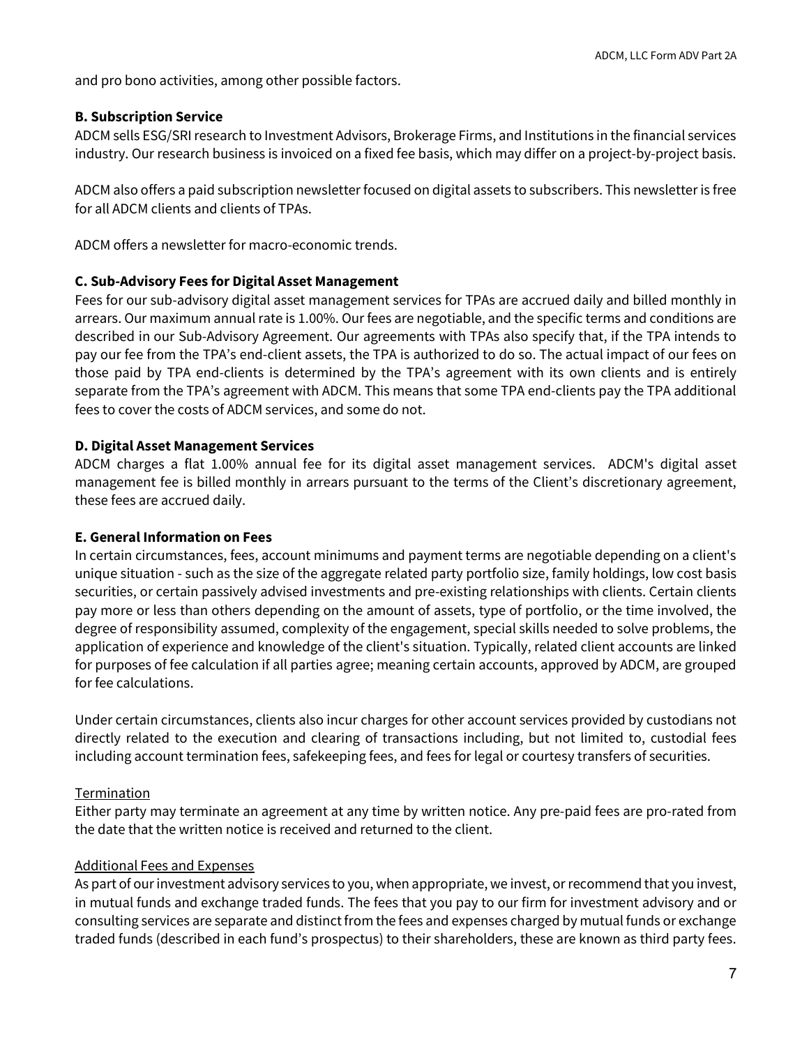and pro bono activities, among other possible factors.

**B. Subscription Service**

ADCM sells ESG/SRI research to Investment Advisors, Brokerage Firms, and Institutions in the financial services industry. Our research business is invoiced on a fixed fee basis, which may differ on a project-by-project basis.

ADCM also offers a paid subscription newsletter focused on digital assets to subscribers. This newsletter is free for all ADCM clients and clients of TPAs.

ADCM offers a newsletter for macro-economic trends.

**C. Sub-Advisory Fees for Digital Asset Management**

Fees for our sub-advisory digital asset management services for TPAs are accrued daily and billed monthly in arrears. Our maximum annual rate is 1.00%. Our fees are negotiable, and the specific terms and conditions are described in our Sub-Advisory Agreement. Our agreements with TPAs also specify that, if the TPA intends to pay our fee from the TPA's end-client assets, the TPA is authorized to do so. The actual impact of our fees on those paid by TPA end-clients is determined by the TPA's agreement with its own clients and is entirely separate from the TPA's agreement with ADCM. This means that some TPA end-clients pay the TPA additional fees to cover the costs of ADCM services, and some do not.

**D. Digital Asset Management Services**

ADCM charges a flat 1.00% annual fee for its digital asset management services. ADCM's digital asset management fee is billed monthly in arrears pursuant to the terms of the Client's discretionary agreement, these fees are accrued daily.

**E. General Information on Fees**

In certain circumstances, fees, account minimums and payment terms are negotiable depending on a client's unique situation - such as the size of the aggregate related party portfolio size, family holdings, low cost basis securities, or certain passively advised investments and pre-existing relationships with clients. Certain clients pay more or less than others depending on the amount of assets, type of portfolio, or the time involved, the degree of responsibility assumed, complexity of the engagement, special skills needed to solve problems, the application of experience and knowledge of the client's situation. Typically, related client accounts are linked for purposes of fee calculation if all parties agree; meaning certain accounts, approved by ADCM, are grouped for fee calculations.

Under certain circumstances, clients also incur charges for other account services provided by custodians not directly related to the execution and clearing of transactions including, but not limited to, custodial fees including account termination fees, safekeeping fees, and fees for legal or courtesy transfers of securities.

<u>Termination</u>

Either party may terminate an agreement at any time by written notice. Any pre-paid fees are pro-rated from the date that the written notice is received and returned to the client.

<u>Additional Fees and Expenses</u>

As part of our investment advisory services to you, when appropriate, we invest, or recommend that you invest, in mutual funds and exchange traded funds. The fees that you pay to our firm for investment advisory and or consulting services are separate and distinct from the fees and expenses charged by mutual funds or exchange traded funds (described in each fund's prospectus) to their shareholders, these are known as third party fees.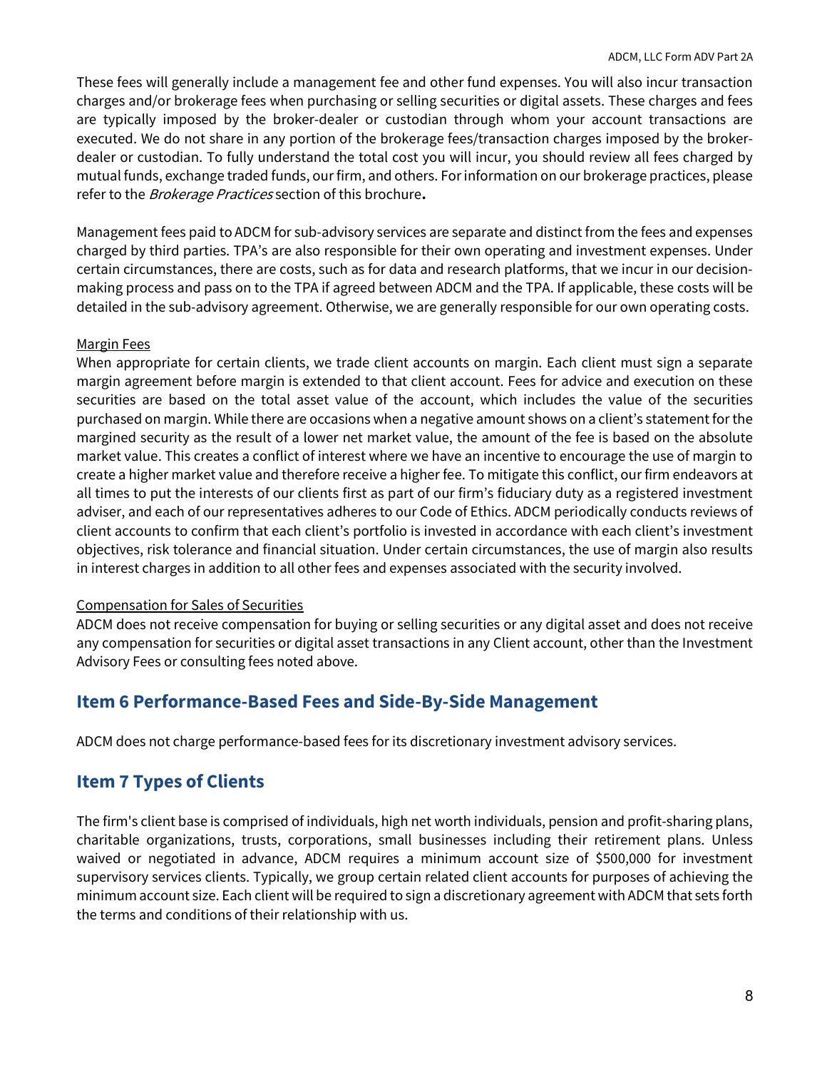These fees will generally include a management fee and other fund expenses. You will also incur transaction charges and/or brokerage fees when purchasing or selling securities or digital assets. These charges and fees are typically imposed by the broker-dealer or custodian through whom your account transactions are executed. We do not share in any portion of the brokerage fees/transaction charges imposed by the broker-dealer or custodian. To fully understand the total cost you will incur, you should review all fees charged by mutual funds, exchange traded funds, our firm, and others. For information on our brokerage practices, please refer to the *Brokerage Practices* section of this brochure**.**

Management fees paid to ADCM for sub-advisory services are separate and distinct from the fees and expenses charged by third parties. TPA's are also responsible for their own operating and investment expenses. Under certain circumstances, there are costs, such as for data and research platforms, that we incur in our decision-making process and pass on to the TPA if agreed between ADCM and the TPA. If applicable, these costs will be detailed in the sub-advisory agreement. Otherwise, we are generally responsible for our own operating costs.

<u>Margin Fees</u>

When appropriate for certain clients, we trade client accounts on margin. Each client must sign a separate margin agreement before margin is extended to that client account. Fees for advice and execution on these securities are based on the total asset value of the account, which includes the value of the securities purchased on margin. While there are occasions when a negative amount shows on a client's statement for the margined security as the result of a lower net market value, the amount of the fee is based on the absolute market value. This creates a conflict of interest where we have an incentive to encourage the use of margin to create a higher market value and therefore receive a higher fee. To mitigate this conflict, our firm endeavors at all times to put the interests of our clients first as part of our firm's fiduciary duty as a registered investment adviser, and each of our representatives adheres to our Code of Ethics. ADCM periodically conducts reviews of client accounts to confirm that each client's portfolio is invested in accordance with each client's investment objectives, risk tolerance and financial situation. Under certain circumstances, the use of margin also results in interest charges in addition to all other fees and expenses associated with the security involved.

<u>Compensation for Sales of Securities</u>

ADCM does not receive compensation for buying or selling securities or any digital asset and does not receive any compensation for securities or digital asset transactions in any Client account, other than the Investment Advisory Fees or consulting fees noted above.

## Item 6 Performance-Based Fees and Side-By-Side Management

ADCM does not charge performance-based fees for its discretionary investment advisory services.

## Item 7 Types of Clients

The firm's client base is comprised of individuals, high net worth individuals, pension and profit-sharing plans, charitable organizations, trusts, corporations, small businesses including their retirement plans. Unless waived or negotiated in advance, ADCM requires a minimum account size of $500,000 for investment supervisory services clients. Typically, we group certain related client accounts for purposes of achieving the minimum account size. Each client will be required to sign a discretionary agreement with ADCM that sets forth the terms and conditions of their relationship with us.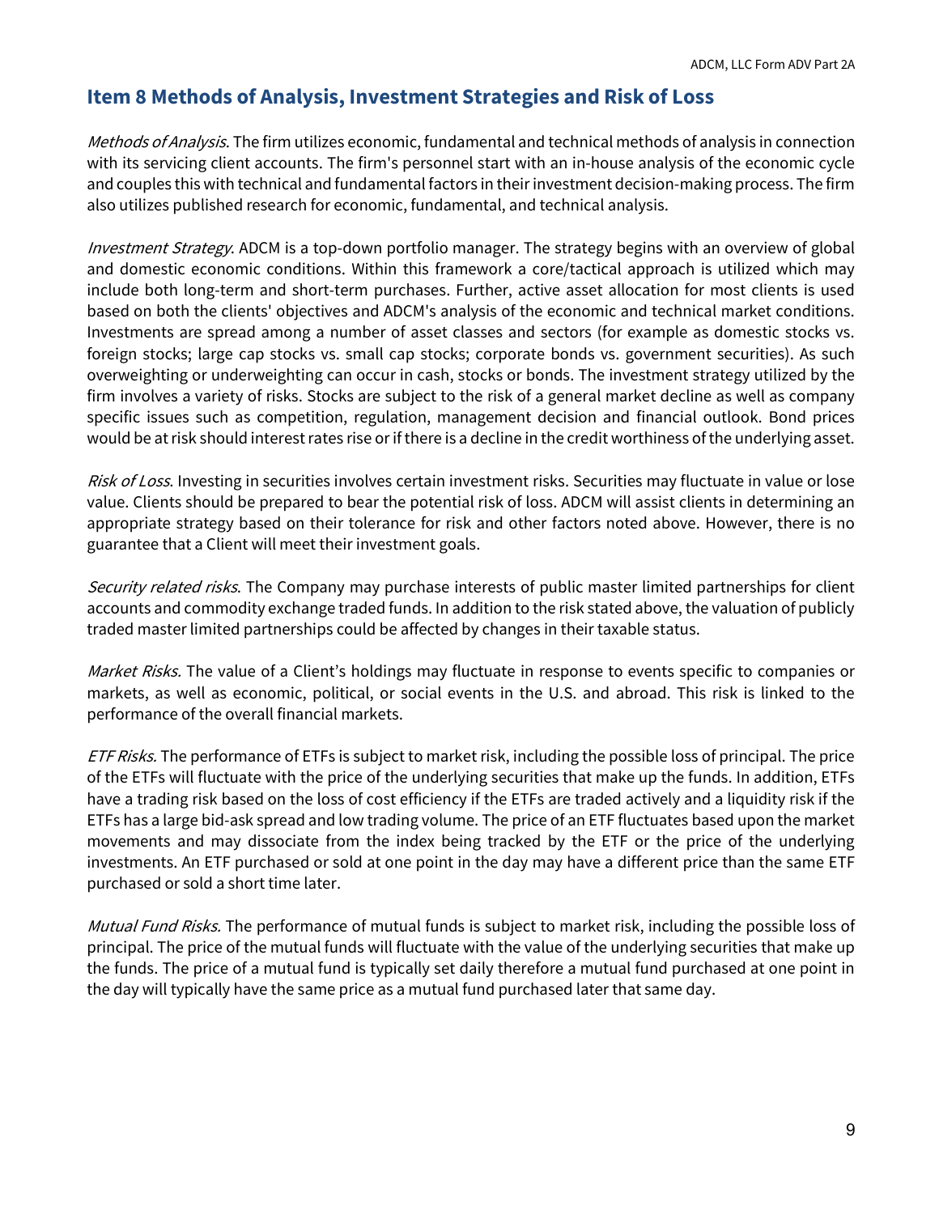## Item 8 Methods of Analysis, Investment Strategies and Risk of Loss

*Methods of Analysis*. The firm utilizes economic, fundamental and technical methods of analysis in connection with its servicing client accounts. The firm's personnel start with an in-house analysis of the economic cycle and couples this with technical and fundamental factors in their investment decision-making process. The firm also utilizes published research for economic, fundamental, and technical analysis.

*Investment Strategy*. ADCM is a top-down portfolio manager. The strategy begins with an overview of global and domestic economic conditions. Within this framework a core/tactical approach is utilized which may include both long-term and short-term purchases. Further, active asset allocation for most clients is used based on both the clients' objectives and ADCM's analysis of the economic and technical market conditions. Investments are spread among a number of asset classes and sectors (for example as domestic stocks vs. foreign stocks; large cap stocks vs. small cap stocks; corporate bonds vs. government securities). As such overweighting or underweighting can occur in cash, stocks or bonds. The investment strategy utilized by the firm involves a variety of risks. Stocks are subject to the risk of a general market decline as well as company specific issues such as competition, regulation, management decision and financial outlook. Bond prices would be at risk should interest rates rise or if there is a decline in the credit worthiness of the underlying asset.

*Risk of Loss*. Investing in securities involves certain investment risks. Securities may fluctuate in value or lose value. Clients should be prepared to bear the potential risk of loss. ADCM will assist clients in determining an appropriate strategy based on their tolerance for risk and other factors noted above. However, there is no guarantee that a Client will meet their investment goals.

*Security related risks*. The Company may purchase interests of public master limited partnerships for client accounts and commodity exchange traded funds. In addition to the risk stated above, the valuation of publicly traded master limited partnerships could be affected by changes in their taxable status.

*Market Risks.* The value of a Client's holdings may fluctuate in response to events specific to companies or markets, as well as economic, political, or social events in the U.S. and abroad. This risk is linked to the performance of the overall financial markets.

*ETF Risks.* The performance of ETFs is subject to market risk, including the possible loss of principal. The price of the ETFs will fluctuate with the price of the underlying securities that make up the funds. In addition, ETFs have a trading risk based on the loss of cost efficiency if the ETFs are traded actively and a liquidity risk if the ETFs has a large bid-ask spread and low trading volume. The price of an ETF fluctuates based upon the market movements and may dissociate from the index being tracked by the ETF or the price of the underlying investments. An ETF purchased or sold at one point in the day may have a different price than the same ETF purchased or sold a short time later.

*Mutual Fund Risks.* The performance of mutual funds is subject to market risk, including the possible loss of principal. The price of the mutual funds will fluctuate with the value of the underlying securities that make up the funds. The price of a mutual fund is typically set daily therefore a mutual fund purchased at one point in the day will typically have the same price as a mutual fund purchased later that same day.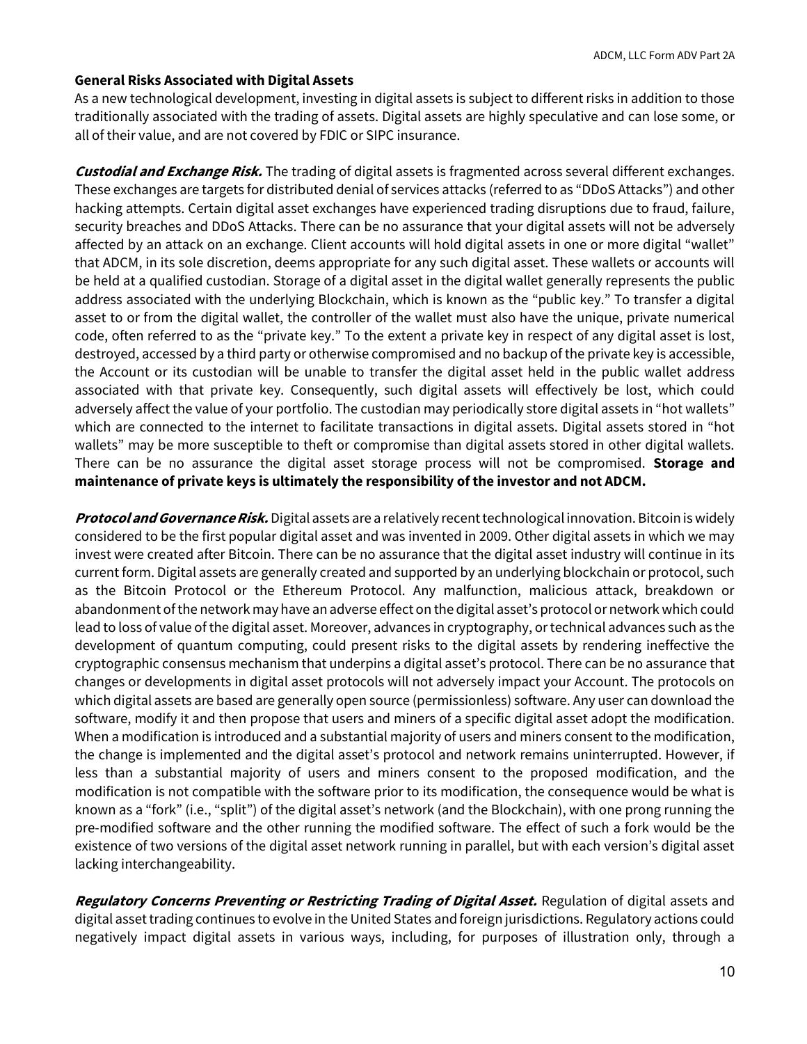**General Risks Associated with Digital Assets**

As a new technological development, investing in digital assets is subject to different risks in addition to those traditionally associated with the trading of assets. Digital assets are highly speculative and can lose some, or all of their value, and are not covered by FDIC or SIPC insurance.

***Custodial and Exchange Risk.*** The trading of digital assets is fragmented across several different exchanges. These exchanges are targets for distributed denial of services attacks (referred to as "DDoS Attacks") and other hacking attempts. Certain digital asset exchanges have experienced trading disruptions due to fraud, failure, security breaches and DDoS Attacks. There can be no assurance that your digital assets will not be adversely affected by an attack on an exchange. Client accounts will hold digital assets in one or more digital "wallet" that ADCM, in its sole discretion, deems appropriate for any such digital asset. These wallets or accounts will be held at a qualified custodian. Storage of a digital asset in the digital wallet generally represents the public address associated with the underlying Blockchain, which is known as the "public key." To transfer a digital asset to or from the digital wallet, the controller of the wallet must also have the unique, private numerical code, often referred to as the "private key." To the extent a private key in respect of any digital asset is lost, destroyed, accessed by a third party or otherwise compromised and no backup of the private key is accessible, the Account or its custodian will be unable to transfer the digital asset held in the public wallet address associated with that private key. Consequently, such digital assets will effectively be lost, which could adversely affect the value of your portfolio. The custodian may periodically store digital assets in "hot wallets" which are connected to the internet to facilitate transactions in digital assets. Digital assets stored in "hot wallets" may be more susceptible to theft or compromise than digital assets stored in other digital wallets. There can be no assurance the digital asset storage process will not be compromised. **Storage and maintenance of private keys is ultimately the responsibility of the investor and not ADCM.**

***Protocol and Governance Risk.*** Digital assets are a relatively recent technological innovation. Bitcoin is widely considered to be the first popular digital asset and was invented in 2009. Other digital assets in which we may invest were created after Bitcoin. There can be no assurance that the digital asset industry will continue in its current form. Digital assets are generally created and supported by an underlying blockchain or protocol, such as the Bitcoin Protocol or the Ethereum Protocol. Any malfunction, malicious attack, breakdown or abandonment of the network may have an adverse effect on the digital asset's protocol or network which could lead to loss of value of the digital asset. Moreover, advances in cryptography, or technical advances such as the development of quantum computing, could present risks to the digital assets by rendering ineffective the cryptographic consensus mechanism that underpins a digital asset's protocol. There can be no assurance that changes or developments in digital asset protocols will not adversely impact your Account. The protocols on which digital assets are based are generally open source (permissionless) software. Any user can download the software, modify it and then propose that users and miners of a specific digital asset adopt the modification. When a modification is introduced and a substantial majority of users and miners consent to the modification, the change is implemented and the digital asset's protocol and network remains uninterrupted. However, if less than a substantial majority of users and miners consent to the proposed modification, and the modification is not compatible with the software prior to its modification, the consequence would be what is known as a "fork" (i.e., "split") of the digital asset's network (and the Blockchain), with one prong running the pre-modified software and the other running the modified software. The effect of such a fork would be the existence of two versions of the digital asset network running in parallel, but with each version's digital asset lacking interchangeability.

***Regulatory Concerns Preventing or Restricting Trading of Digital Asset.*** Regulation of digital assets and digital asset trading continues to evolve in the United States and foreign jurisdictions. Regulatory actions could negatively impact digital assets in various ways, including, for purposes of illustration only, through a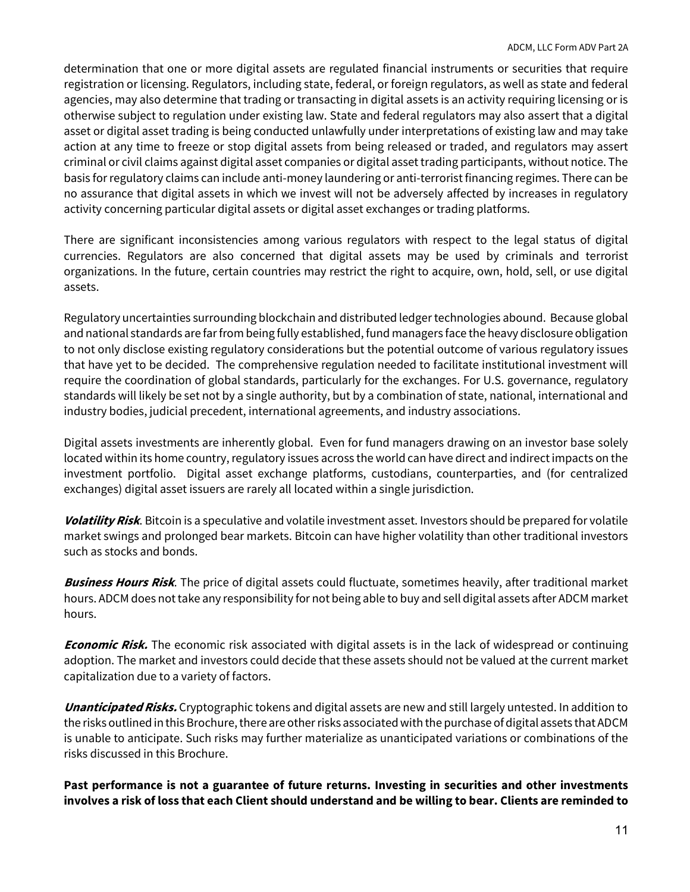determination that one or more digital assets are regulated financial instruments or securities that require registration or licensing. Regulators, including state, federal, or foreign regulators, as well as state and federal agencies, may also determine that trading or transacting in digital assets is an activity requiring licensing or is otherwise subject to regulation under existing law. State and federal regulators may also assert that a digital asset or digital asset trading is being conducted unlawfully under interpretations of existing law and may take action at any time to freeze or stop digital assets from being released or traded, and regulators may assert criminal or civil claims against digital asset companies or digital asset trading participants, without notice. The basis for regulatory claims can include anti-money laundering or anti-terrorist financing regimes. There can be no assurance that digital assets in which we invest will not be adversely affected by increases in regulatory activity concerning particular digital assets or digital asset exchanges or trading platforms.

There are significant inconsistencies among various regulators with respect to the legal status of digital currencies. Regulators are also concerned that digital assets may be used by criminals and terrorist organizations. In the future, certain countries may restrict the right to acquire, own, hold, sell, or use digital assets.

Regulatory uncertainties surrounding blockchain and distributed ledger technologies abound. Because global and national standards are far from being fully established, fund managers face the heavy disclosure obligation to not only disclose existing regulatory considerations but the potential outcome of various regulatory issues that have yet to be decided. The comprehensive regulation needed to facilitate institutional investment will require the coordination of global standards, particularly for the exchanges. For U.S. governance, regulatory standards will likely be set not by a single authority, but by a combination of state, national, international and industry bodies, judicial precedent, international agreements, and industry associations.

Digital assets investments are inherently global. Even for fund managers drawing on an investor base solely located within its home country, regulatory issues across the world can have direct and indirect impacts on the investment portfolio. Digital asset exchange platforms, custodians, counterparties, and (for centralized exchanges) digital asset issuers are rarely all located within a single jurisdiction.

***Volatility Risk***. Bitcoin is a speculative and volatile investment asset. Investors should be prepared for volatile market swings and prolonged bear markets. Bitcoin can have higher volatility than other traditional investors such as stocks and bonds.

***Business Hours Risk***. The price of digital assets could fluctuate, sometimes heavily, after traditional market hours. ADCM does not take any responsibility for not being able to buy and sell digital assets after ADCM market hours.

***Economic Risk.*** The economic risk associated with digital assets is in the lack of widespread or continuing adoption. The market and investors could decide that these assets should not be valued at the current market capitalization due to a variety of factors.

***Unanticipated Risks.*** Cryptographic tokens and digital assets are new and still largely untested. In addition to the risks outlined in this Brochure, there are other risks associated with the purchase of digital assets that ADCM is unable to anticipate. Such risks may further materialize as unanticipated variations or combinations of the risks discussed in this Brochure.

**Past performance is not a guarantee of future returns. Investing in securities and other investments involves a risk of loss that each Client should understand and be willing to bear. Clients are reminded to**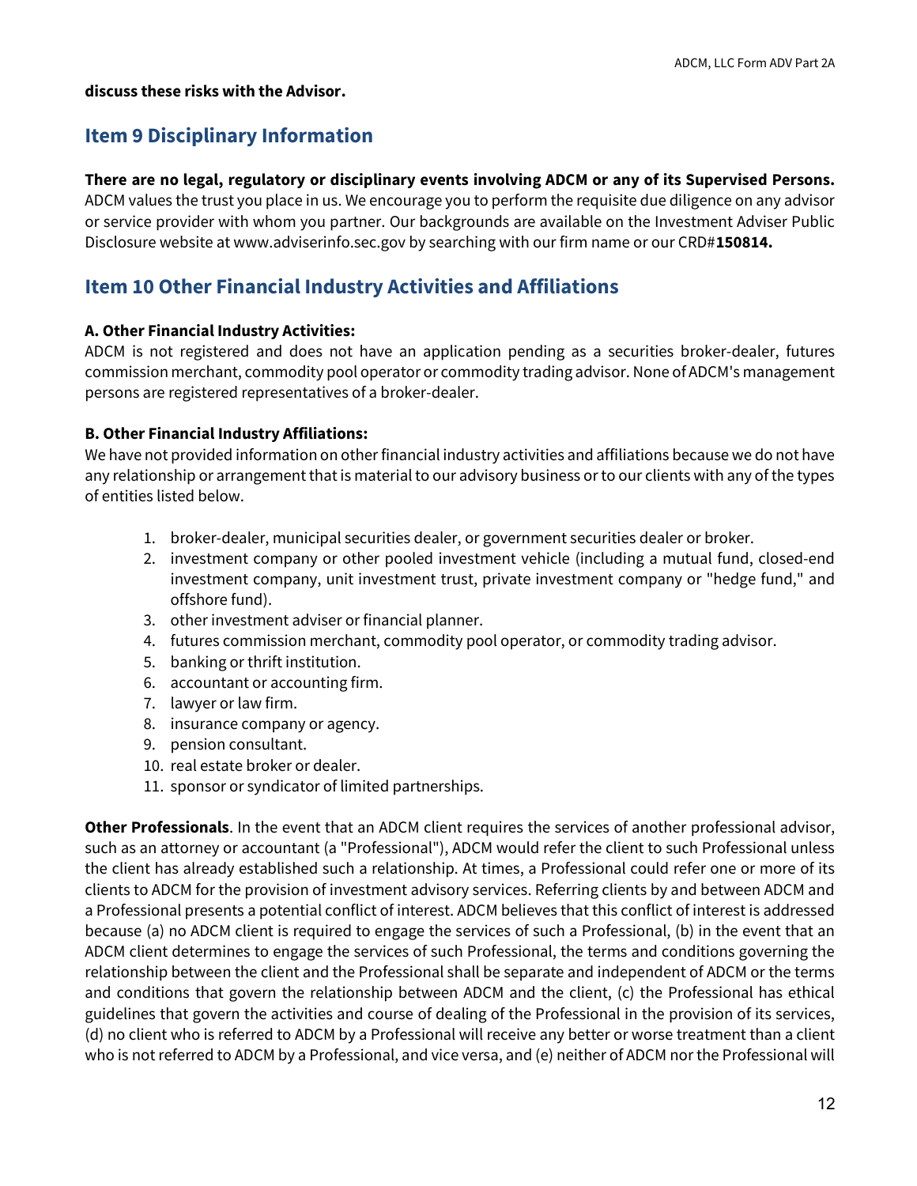**discuss these risks with the Advisor.**

## Item 9 Disciplinary Information

**There are no legal, regulatory or disciplinary events involving ADCM or any of its Supervised Persons.** ADCM values the trust you place in us. We encourage you to perform the requisite due diligence on any advisor or service provider with whom you partner. Our backgrounds are available on the Investment Adviser Public Disclosure website at www.adviserinfo.sec.gov by searching with our firm name or our CRD#**150814.**

## Item 10 Other Financial Industry Activities and Affiliations

**A. Other Financial Industry Activities:**
ADCM is not registered and does not have an application pending as a securities broker-dealer, futures commission merchant, commodity pool operator or commodity trading advisor. None of ADCM's management persons are registered representatives of a broker-dealer.

**B. Other Financial Industry Affiliations:**
We have not provided information on other financial industry activities and affiliations because we do not have any relationship or arrangement that is material to our advisory business or to our clients with any of the types of entities listed below.

1. broker-dealer, municipal securities dealer, or government securities dealer or broker.
2. investment company or other pooled investment vehicle (including a mutual fund, closed-end investment company, unit investment trust, private investment company or "hedge fund," and offshore fund).
3. other investment adviser or financial planner.
4. futures commission merchant, commodity pool operator, or commodity trading advisor.
5. banking or thrift institution.
6. accountant or accounting firm.
7. lawyer or law firm.
8. insurance company or agency.
9. pension consultant.
10. real estate broker or dealer.
11. sponsor or syndicator of limited partnerships.

**Other Professionals**. In the event that an ADCM client requires the services of another professional advisor, such as an attorney or accountant (a "Professional"), ADCM would refer the client to such Professional unless the client has already established such a relationship. At times, a Professional could refer one or more of its clients to ADCM for the provision of investment advisory services. Referring clients by and between ADCM and a Professional presents a potential conflict of interest. ADCM believes that this conflict of interest is addressed because (a) no ADCM client is required to engage the services of such a Professional, (b) in the event that an ADCM client determines to engage the services of such Professional, the terms and conditions governing the relationship between the client and the Professional shall be separate and independent of ADCM or the terms and conditions that govern the relationship between ADCM and the client, (c) the Professional has ethical guidelines that govern the activities and course of dealing of the Professional in the provision of its services, (d) no client who is referred to ADCM by a Professional will receive any better or worse treatment than a client who is not referred to ADCM by a Professional, and vice versa, and (e) neither of ADCM nor the Professional will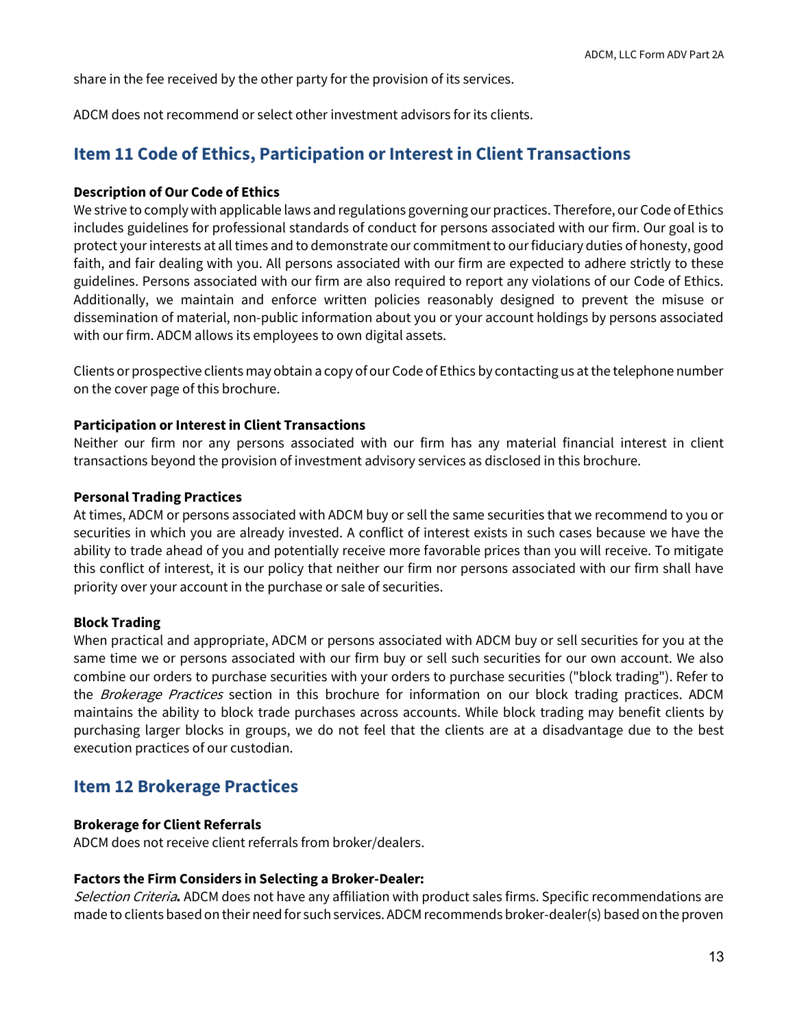share in the fee received by the other party for the provision of its services.

ADCM does not recommend or select other investment advisors for its clients.

## Item 11 Code of Ethics, Participation or Interest in Client Transactions

**Description of Our Code of Ethics**
We strive to comply with applicable laws and regulations governing our practices. Therefore, our Code of Ethics includes guidelines for professional standards of conduct for persons associated with our firm. Our goal is to protect your interests at all times and to demonstrate our commitment to our fiduciary duties of honesty, good faith, and fair dealing with you. All persons associated with our firm are expected to adhere strictly to these guidelines. Persons associated with our firm are also required to report any violations of our Code of Ethics. Additionally, we maintain and enforce written policies reasonably designed to prevent the misuse or dissemination of material, non-public information about you or your account holdings by persons associated with our firm. ADCM allows its employees to own digital assets.

Clients or prospective clients may obtain a copy of our Code of Ethics by contacting us at the telephone number on the cover page of this brochure.

**Participation or Interest in Client Transactions**
Neither our firm nor any persons associated with our firm has any material financial interest in client transactions beyond the provision of investment advisory services as disclosed in this brochure.

**Personal Trading Practices**
At times, ADCM or persons associated with ADCM buy or sell the same securities that we recommend to you or securities in which you are already invested. A conflict of interest exists in such cases because we have the ability to trade ahead of you and potentially receive more favorable prices than you will receive. To mitigate this conflict of interest, it is our policy that neither our firm nor persons associated with our firm shall have priority over your account in the purchase or sale of securities.

**Block Trading**
When practical and appropriate, ADCM or persons associated with ADCM buy or sell securities for you at the same time we or persons associated with our firm buy or sell such securities for our own account. We also combine our orders to purchase securities with your orders to purchase securities ("block trading"). Refer to the *Brokerage Practices* section in this brochure for information on our block trading practices. ADCM maintains the ability to block trade purchases across accounts. While block trading may benefit clients by purchasing larger blocks in groups, we do not feel that the clients are at a disadvantage due to the best execution practices of our custodian.

## Item 12 Brokerage Practices

**Brokerage for Client Referrals**
ADCM does not receive client referrals from broker/dealers.

**Factors the Firm Considers in Selecting a Broker-Dealer:**
*Selection Criteria***.** ADCM does not have any affiliation with product sales firms. Specific recommendations are made to clients based on their need for such services. ADCM recommends broker-dealer(s) based on the proven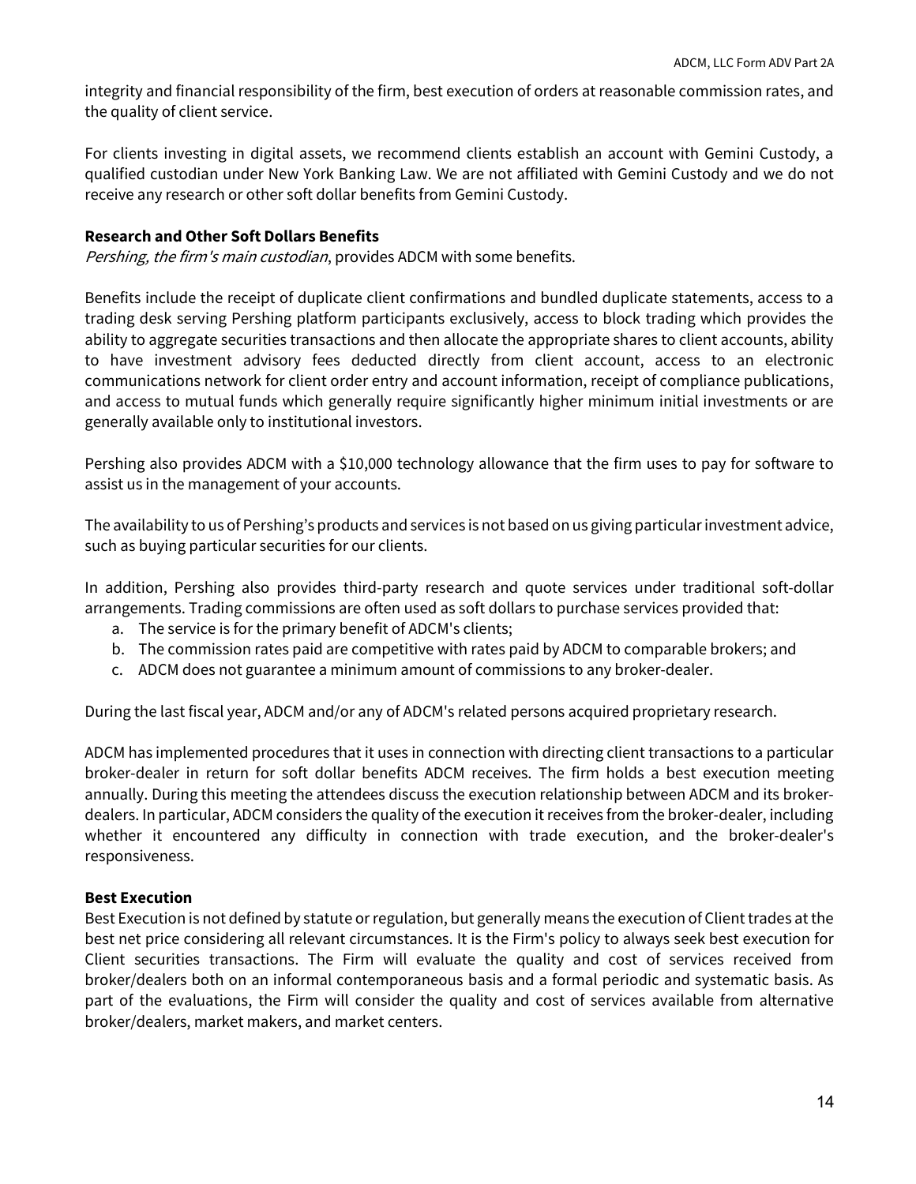integrity and financial responsibility of the firm, best execution of orders at reasonable commission rates, and the quality of client service.

For clients investing in digital assets, we recommend clients establish an account with Gemini Custody, a qualified custodian under New York Banking Law. We are not affiliated with Gemini Custody and we do not receive any research or other soft dollar benefits from Gemini Custody.

**Research and Other Soft Dollars Benefits**

*Pershing, the firm's main custodian*, provides ADCM with some benefits.

Benefits include the receipt of duplicate client confirmations and bundled duplicate statements, access to a trading desk serving Pershing platform participants exclusively, access to block trading which provides the ability to aggregate securities transactions and then allocate the appropriate shares to client accounts, ability to have investment advisory fees deducted directly from client account, access to an electronic communications network for client order entry and account information, receipt of compliance publications, and access to mutual funds which generally require significantly higher minimum initial investments or are generally available only to institutional investors.

Pershing also provides ADCM with a $10,000 technology allowance that the firm uses to pay for software to assist us in the management of your accounts.

The availability to us of Pershing's products and services is not based on us giving particular investment advice, such as buying particular securities for our clients.

In addition, Pershing also provides third-party research and quote services under traditional soft-dollar arrangements. Trading commissions are often used as soft dollars to purchase services provided that:

a. The service is for the primary benefit of ADCM's clients;
b. The commission rates paid are competitive with rates paid by ADCM to comparable brokers; and
c. ADCM does not guarantee a minimum amount of commissions to any broker-dealer.

During the last fiscal year, ADCM and/or any of ADCM's related persons acquired proprietary research.

ADCM has implemented procedures that it uses in connection with directing client transactions to a particular broker-dealer in return for soft dollar benefits ADCM receives. The firm holds a best execution meeting annually. During this meeting the attendees discuss the execution relationship between ADCM and its broker-dealers. In particular, ADCM considers the quality of the execution it receives from the broker-dealer, including whether it encountered any difficulty in connection with trade execution, and the broker-dealer's responsiveness.

**Best Execution**

Best Execution is not defined by statute or regulation, but generally means the execution of Client trades at the best net price considering all relevant circumstances. It is the Firm's policy to always seek best execution for Client securities transactions. The Firm will evaluate the quality and cost of services received from broker/dealers both on an informal contemporaneous basis and a formal periodic and systematic basis. As part of the evaluations, the Firm will consider the quality and cost of services available from alternative broker/dealers, market makers, and market centers.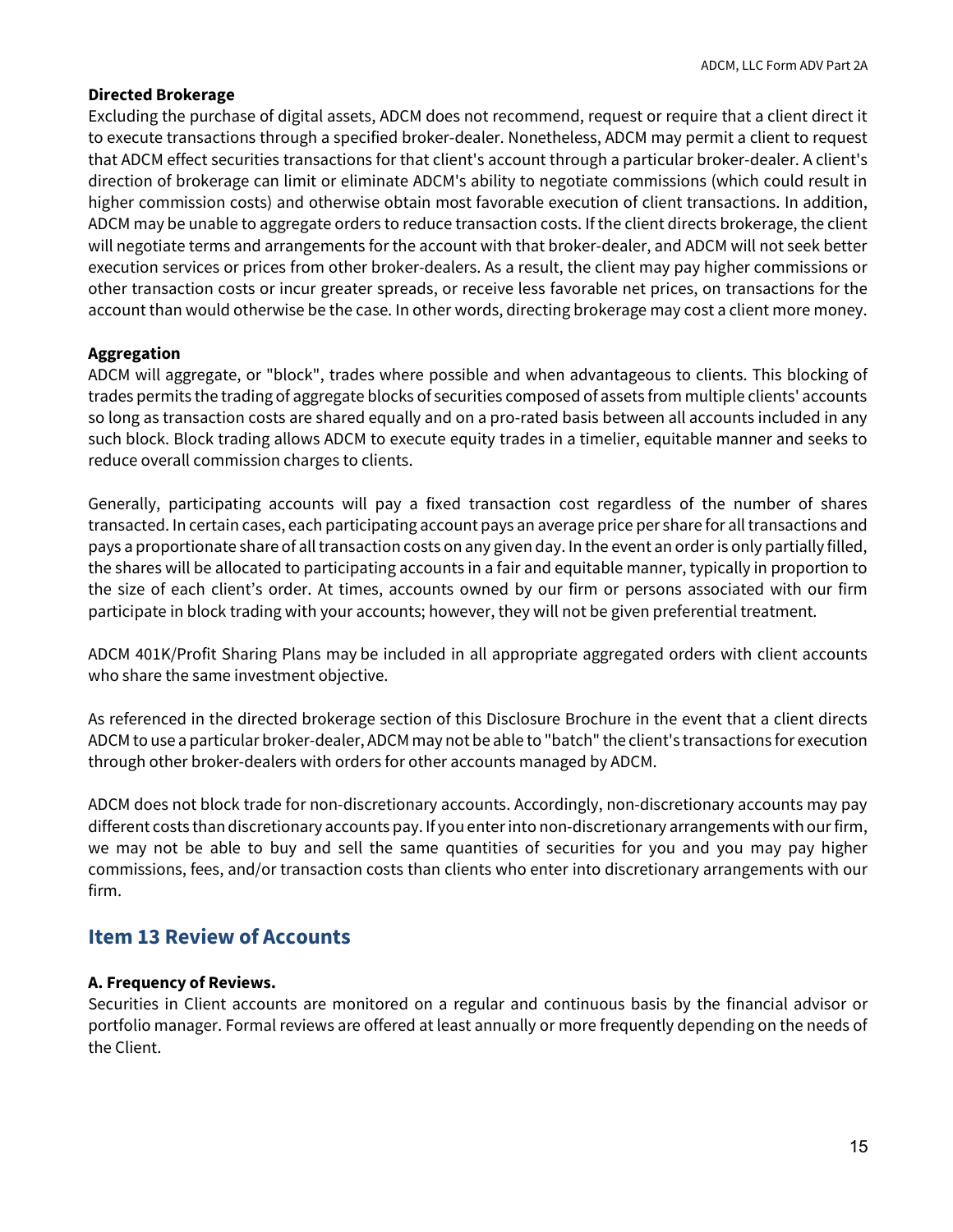**Directed Brokerage**

Excluding the purchase of digital assets, ADCM does not recommend, request or require that a client direct it to execute transactions through a specified broker-dealer. Nonetheless, ADCM may permit a client to request that ADCM effect securities transactions for that client's account through a particular broker-dealer. A client's direction of brokerage can limit or eliminate ADCM's ability to negotiate commissions (which could result in higher commission costs) and otherwise obtain most favorable execution of client transactions. In addition, ADCM may be unable to aggregate orders to reduce transaction costs. If the client directs brokerage, the client will negotiate terms and arrangements for the account with that broker-dealer, and ADCM will not seek better execution services or prices from other broker-dealers. As a result, the client may pay higher commissions or other transaction costs or incur greater spreads, or receive less favorable net prices, on transactions for the account than would otherwise be the case. In other words, directing brokerage may cost a client more money.

**Aggregation**

ADCM will aggregate, or "block", trades where possible and when advantageous to clients. This blocking of trades permits the trading of aggregate blocks of securities composed of assets from multiple clients' accounts so long as transaction costs are shared equally and on a pro-rated basis between all accounts included in any such block. Block trading allows ADCM to execute equity trades in a timelier, equitable manner and seeks to reduce overall commission charges to clients.

Generally, participating accounts will pay a fixed transaction cost regardless of the number of shares transacted. In certain cases, each participating account pays an average price per share for all transactions and pays a proportionate share of all transaction costs on any given day. In the event an order is only partially filled, the shares will be allocated to participating accounts in a fair and equitable manner, typically in proportion to the size of each client's order. At times, accounts owned by our firm or persons associated with our firm participate in block trading with your accounts; however, they will not be given preferential treatment.

ADCM 401K/Profit Sharing Plans may be included in all appropriate aggregated orders with client accounts who share the same investment objective.

As referenced in the directed brokerage section of this Disclosure Brochure in the event that a client directs ADCM to use a particular broker-dealer, ADCM may not be able to "batch" the client's transactions for execution through other broker-dealers with orders for other accounts managed by ADCM.

ADCM does not block trade for non-discretionary accounts. Accordingly, non-discretionary accounts may pay different costs than discretionary accounts pay. If you enter into non-discretionary arrangements with our firm, we may not be able to buy and sell the same quantities of securities for you and you may pay higher commissions, fees, and/or transaction costs than clients who enter into discretionary arrangements with our firm.

## Item 13 Review of Accounts

**A. Frequency of Reviews.**

Securities in Client accounts are monitored on a regular and continuous basis by the financial advisor or portfolio manager. Formal reviews are offered at least annually or more frequently depending on the needs of the Client.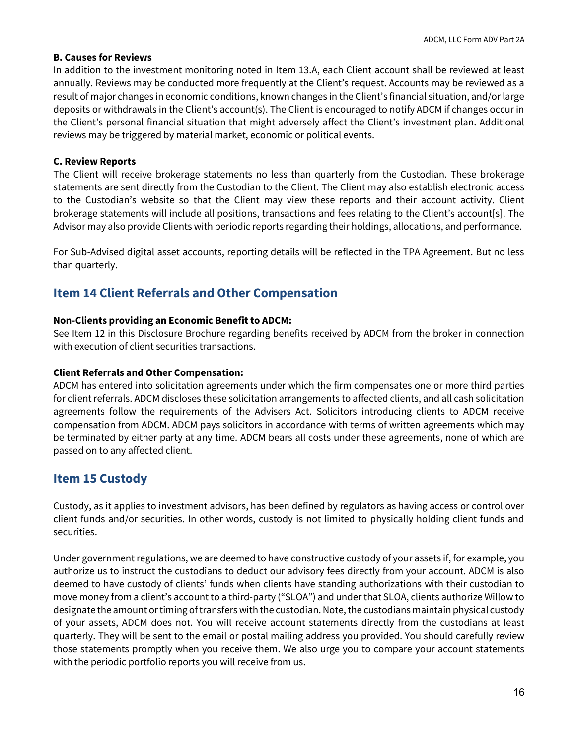**B. Causes for Reviews**

In addition to the investment monitoring noted in Item 13.A, each Client account shall be reviewed at least annually. Reviews may be conducted more frequently at the Client's request. Accounts may be reviewed as a result of major changes in economic conditions, known changes in the Client's financial situation, and/or large deposits or withdrawals in the Client's account(s). The Client is encouraged to notify ADCM if changes occur in the Client's personal financial situation that might adversely affect the Client's investment plan. Additional reviews may be triggered by material market, economic or political events.

**C. Review Reports**

The Client will receive brokerage statements no less than quarterly from the Custodian. These brokerage statements are sent directly from the Custodian to the Client. The Client may also establish electronic access to the Custodian's website so that the Client may view these reports and their account activity. Client brokerage statements will include all positions, transactions and fees relating to the Client's account[s]. The Advisor may also provide Clients with periodic reports regarding their holdings, allocations, and performance.

For Sub-Advised digital asset accounts, reporting details will be reflected in the TPA Agreement. But no less than quarterly.

## Item 14 Client Referrals and Other Compensation

**Non-Clients providing an Economic Benefit to ADCM:**

See Item 12 in this Disclosure Brochure regarding benefits received by ADCM from the broker in connection with execution of client securities transactions.

**Client Referrals and Other Compensation:**

ADCM has entered into solicitation agreements under which the firm compensates one or more third parties for client referrals. ADCM discloses these solicitation arrangements to affected clients, and all cash solicitation agreements follow the requirements of the Advisers Act. Solicitors introducing clients to ADCM receive compensation from ADCM. ADCM pays solicitors in accordance with terms of written agreements which may be terminated by either party at any time. ADCM bears all costs under these agreements, none of which are passed on to any affected client.

## Item 15 Custody

Custody, as it applies to investment advisors, has been defined by regulators as having access or control over client funds and/or securities. In other words, custody is not limited to physically holding client funds and securities.

Under government regulations, we are deemed to have constructive custody of your assets if, for example, you authorize us to instruct the custodians to deduct our advisory fees directly from your account. ADCM is also deemed to have custody of clients' funds when clients have standing authorizations with their custodian to move money from a client's account to a third-party ("SLOA") and under that SLOA, clients authorize Willow to designate the amount or timing of transfers with the custodian. Note, the custodians maintain physical custody of your assets, ADCM does not. You will receive account statements directly from the custodians at least quarterly. They will be sent to the email or postal mailing address you provided. You should carefully review those statements promptly when you receive them. We also urge you to compare your account statements with the periodic portfolio reports you will receive from us.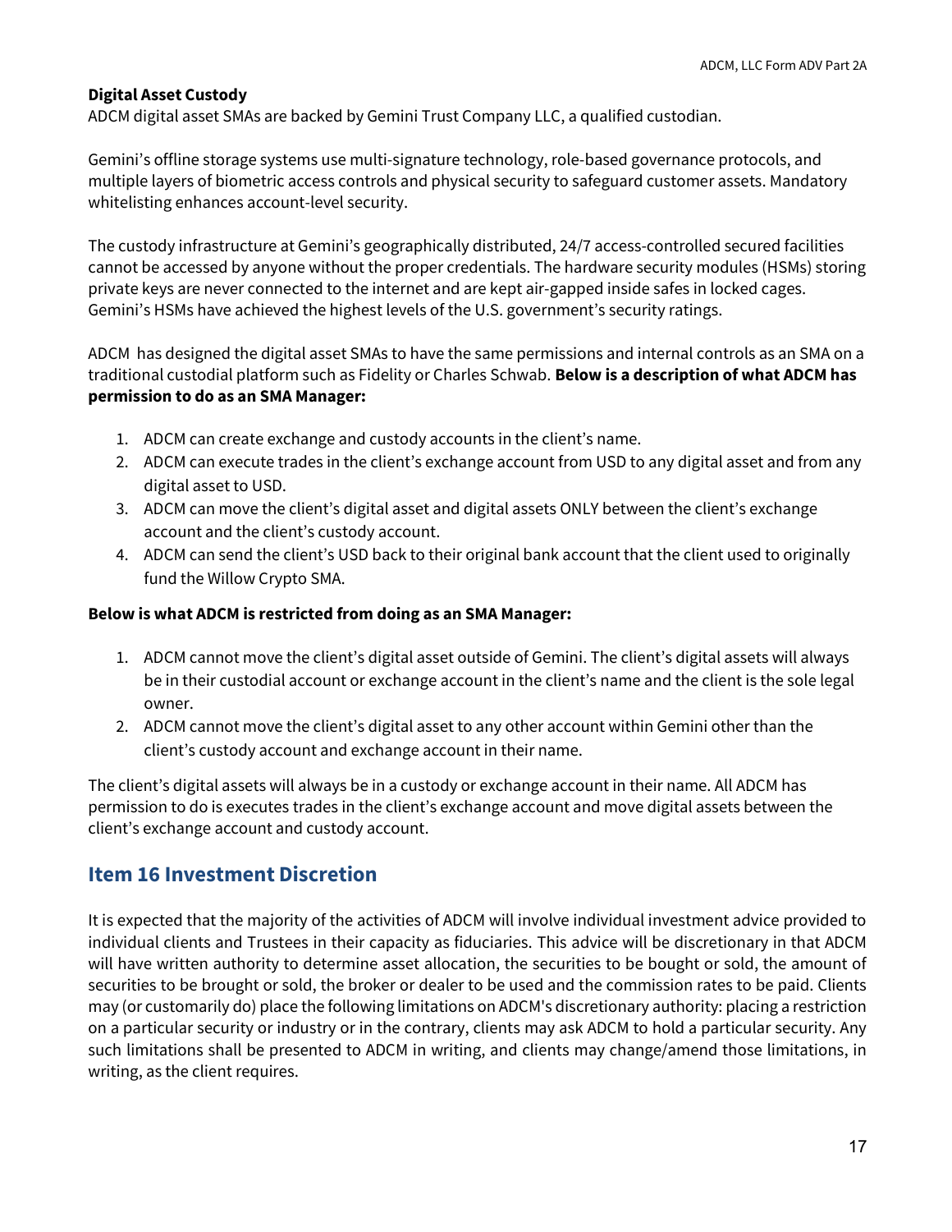**Digital Asset Custody**

ADCM digital asset SMAs are backed by Gemini Trust Company LLC, a qualified custodian.

Gemini's offline storage systems use multi-signature technology, role-based governance protocols, and multiple layers of biometric access controls and physical security to safeguard customer assets. Mandatory whitelisting enhances account-level security.

The custody infrastructure at Gemini's geographically distributed, 24/7 access-controlled secured facilities cannot be accessed by anyone without the proper credentials. The hardware security modules (HSMs) storing private keys are never connected to the internet and are kept air-gapped inside safes in locked cages. Gemini's HSMs have achieved the highest levels of the U.S. government's security ratings.

ADCM has designed the digital asset SMAs to have the same permissions and internal controls as an SMA on a traditional custodial platform such as Fidelity or Charles Schwab. **Below is a description of what ADCM has permission to do as an SMA Manager:**

1. ADCM can create exchange and custody accounts in the client's name.
2. ADCM can execute trades in the client's exchange account from USD to any digital asset and from any digital asset to USD.
3. ADCM can move the client's digital asset and digital assets ONLY between the client's exchange account and the client's custody account.
4. ADCM can send the client's USD back to their original bank account that the client used to originally fund the Willow Crypto SMA.

**Below is what ADCM is restricted from doing as an SMA Manager:**

1. ADCM cannot move the client's digital asset outside of Gemini. The client's digital assets will always be in their custodial account or exchange account in the client's name and the client is the sole legal owner.
2. ADCM cannot move the client's digital asset to any other account within Gemini other than the client's custody account and exchange account in their name.

The client's digital assets will always be in a custody or exchange account in their name. All ADCM has permission to do is executes trades in the client's exchange account and move digital assets between the client's exchange account and custody account.

## Item 16 Investment Discretion

It is expected that the majority of the activities of ADCM will involve individual investment advice provided to individual clients and Trustees in their capacity as fiduciaries. This advice will be discretionary in that ADCM will have written authority to determine asset allocation, the securities to be bought or sold, the amount of securities to be brought or sold, the broker or dealer to be used and the commission rates to be paid. Clients may (or customarily do) place the following limitations on ADCM's discretionary authority: placing a restriction on a particular security or industry or in the contrary, clients may ask ADCM to hold a particular security. Any such limitations shall be presented to ADCM in writing, and clients may change/amend those limitations, in writing, as the client requires.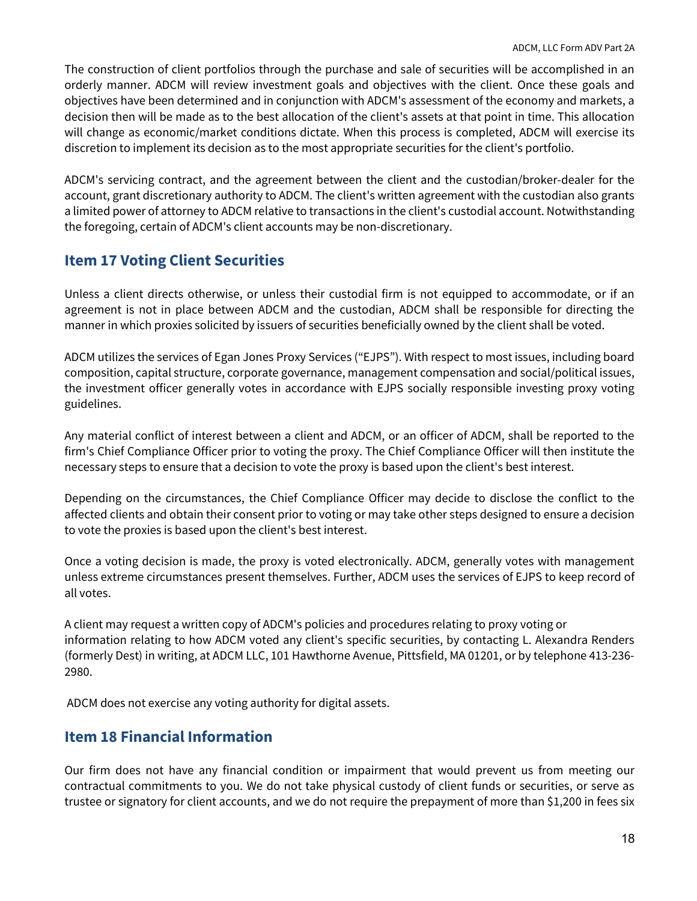The construction of client portfolios through the purchase and sale of securities will be accomplished in an orderly manner. ADCM will review investment goals and objectives with the client. Once these goals and objectives have been determined and in conjunction with ADCM's assessment of the economy and markets, a decision then will be made as to the best allocation of the client's assets at that point in time. This allocation will change as economic/market conditions dictate. When this process is completed, ADCM will exercise its discretion to implement its decision as to the most appropriate securities for the client's portfolio.

ADCM's servicing contract, and the agreement between the client and the custodian/broker-dealer for the account, grant discretionary authority to ADCM. The client's written agreement with the custodian also grants a limited power of attorney to ADCM relative to transactions in the client's custodial account. Notwithstanding the foregoing, certain of ADCM's client accounts may be non-discretionary.

## Item 17 Voting Client Securities

Unless a client directs otherwise, or unless their custodial firm is not equipped to accommodate, or if an agreement is not in place between ADCM and the custodian, ADCM shall be responsible for directing the manner in which proxies solicited by issuers of securities beneficially owned by the client shall be voted.

ADCM utilizes the services of Egan Jones Proxy Services ("EJPS"). With respect to most issues, including board composition, capital structure, corporate governance, management compensation and social/political issues, the investment officer generally votes in accordance with EJPS socially responsible investing proxy voting guidelines.

Any material conflict of interest between a client and ADCM, or an officer of ADCM, shall be reported to the firm's Chief Compliance Officer prior to voting the proxy. The Chief Compliance Officer will then institute the necessary steps to ensure that a decision to vote the proxy is based upon the client's best interest.

Depending on the circumstances, the Chief Compliance Officer may decide to disclose the conflict to the affected clients and obtain their consent prior to voting or may take other steps designed to ensure a decision to vote the proxies is based upon the client's best interest.

Once a voting decision is made, the proxy is voted electronically. ADCM, generally votes with management unless extreme circumstances present themselves. Further, ADCM uses the services of EJPS to keep record of all votes.

A client may request a written copy of ADCM's policies and procedures relating to proxy voting or information relating to how ADCM voted any client's specific securities, by contacting L. Alexandra Renders (formerly Dest) in writing, at ADCM LLC, 101 Hawthorne Avenue, Pittsfield, MA 01201, or by telephone 413-236-2980.

ADCM does not exercise any voting authority for digital assets.

## Item 18 Financial Information

Our firm does not have any financial condition or impairment that would prevent us from meeting our contractual commitments to you. We do not take physical custody of client funds or securities, or serve as trustee or signatory for client accounts, and we do not require the prepayment of more than $1,200 in fees six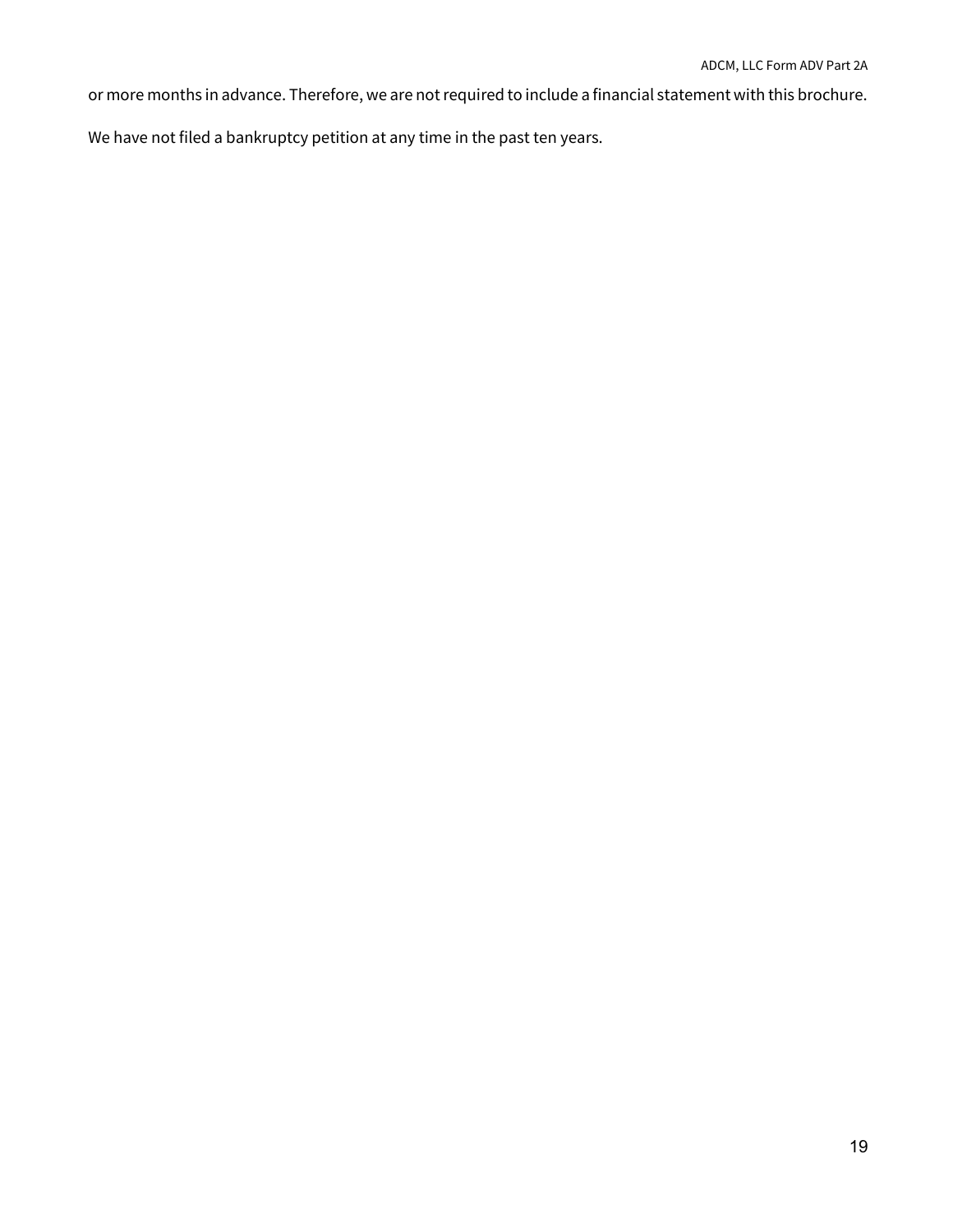or more months in advance. Therefore, we are not required to include a financial statement with this brochure.

We have not filed a bankruptcy petition at any time in the past ten years.